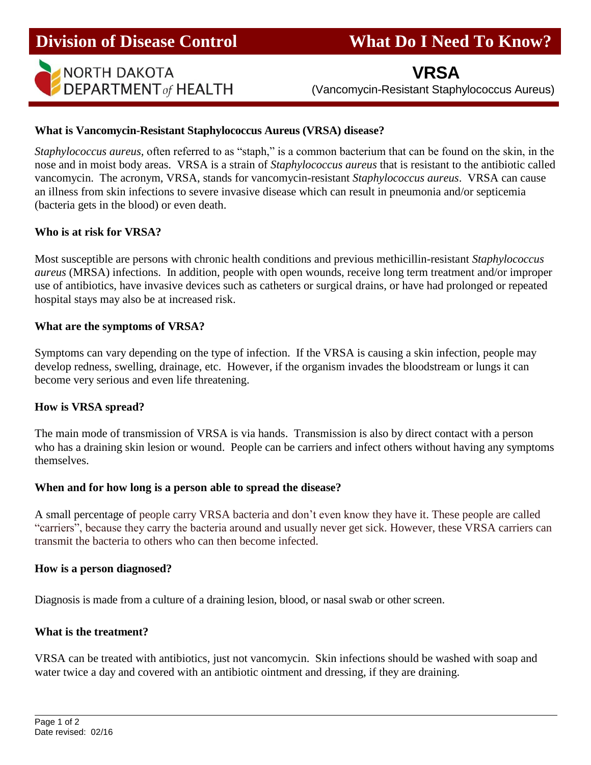**Division of Disease Control** **What Do I Need To Know?**

NORTH DAKOTA DEPARTMENT *of* HEALTH

# VRSA

(Vancomycin-Resistant Staphylococcus Aureus)

### What is Vancomycin-Resistant Staphylococcus Aureus (VRSA) disease?

*Staphylococcus aureus,* often referred to as "staph," is a common bacterium that can be found on the skin, in the nose and in moist body areas. VRSA is a strain of *Staphylococcus aureus* that is resistant to the antibiotic called vancomycin. The acronym, VRSA, stands for vancomycin-resistant *Staphylococcus aureus*. VRSA can cause an illness from skin infections to severe invasive disease which can result in pneumonia and/or septicemia (bacteria gets in the blood) or even death.

### Who is at risk for VRSA?

Most susceptible are persons with chronic health conditions and previous methicillin-resistant *Staphylococcus aureus* (MRSA) infections. In addition, people with open wounds, receive long term treatment and/or improper use of antibiotics, have invasive devices such as catheters or surgical drains, or have had prolonged or repeated hospital stays may also be at increased risk.

### What are the symptoms of VRSA?

Symptoms can vary depending on the type of infection. If the VRSA is causing a skin infection, people may develop redness, swelling, drainage, etc. However, if the organism invades the bloodstream or lungs it can become very serious and even life threatening.

### How is VRSA spread?

The main mode of transmission of VRSA is via hands. Transmission is also by direct contact with a person who has a draining skin lesion or wound. People can be carriers and infect others without having any symptoms themselves.

### When and for how long is a person able to spread the disease?

A small percentage of people carry VRSA bacteria and don't even know they have it. These people are called "carriers", because they carry the bacteria around and usually never get sick. However, these VRSA carriers can transmit the bacteria to others who can then become infected.

### How is a person diagnosed?

Diagnosis is made from a culture of a draining lesion, blood, or nasal swab or other screen.

### What is the treatment?

VRSA can be treated with antibiotics, just not vancomycin. Skin infections should be washed with soap and water twice a day and covered with an antibiotic ointment and dressing, if they are draining.

Date revised: 02/16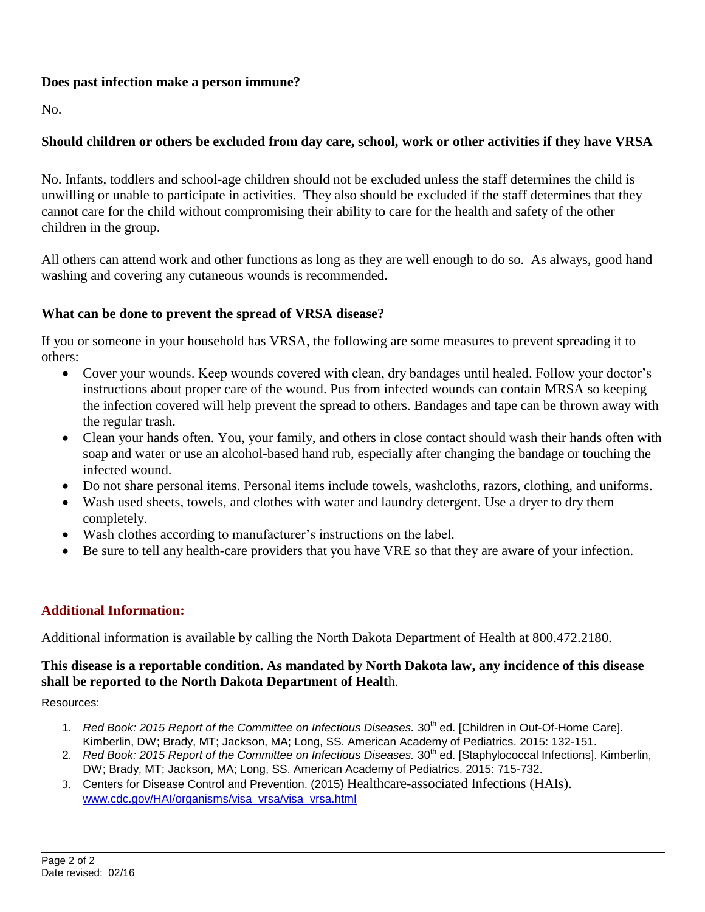**Does past infection make a person immune?**

No.

**Should children or others be excluded from day care, school, work or other activities if they have VRSA**

No. Infants, toddlers and school-age children should not be excluded unless the staff determines the child is unwilling or unable to participate in activities. They also should be excluded if the staff determines that they cannot care for the child without compromising their ability to care for the health and safety of the other children in the group.

All others can attend work and other functions as long as they are well enough to do so. As always, good hand washing and covering any cutaneous wounds is recommended.

**What can be done to prevent the spread of VRSA disease?**

If you or someone in your household has VRSA, the following are some measures to prevent spreading it to others:

- Cover your wounds. Keep wounds covered with clean, dry bandages until healed. Follow your doctor's instructions about proper care of the wound. Pus from infected wounds can contain MRSA so keeping the infection covered will help prevent the spread to others. Bandages and tape can be thrown away with the regular trash.
- Clean your hands often. You, your family, and others in close contact should wash their hands often with soap and water or use an alcohol-based hand rub, especially after changing the bandage or touching the infected wound.
- Do not share personal items. Personal items include towels, washcloths, razors, clothing, and uniforms.
- Wash used sheets, towels, and clothes with water and laundry detergent. Use a dryer to dry them completely.
- Wash clothes according to manufacturer's instructions on the label.
- Be sure to tell any health-care providers that you have VRE so that they are aware of your infection.

## Additional Information:

Additional information is available by calling the North Dakota Department of Health at 800.472.2180.

**This disease is a reportable condition. As mandated by North Dakota law, any incidence of this disease shall be reported to the North Dakota Department of Health.**

Resources:

1. *Red Book: 2015 Report of the Committee on Infectious Diseases.* 30th ed. [Children in Out-Of-Home Care]. Kimberlin, DW; Brady, MT; Jackson, MA; Long, SS. American Academy of Pediatrics. 2015: 132-151.
2. *Red Book: 2015 Report of the Committee on Infectious Diseases.* 30th ed. [Staphylococcal Infections]. Kimberlin, DW; Brady, MT; Jackson, MA; Long, SS. American Academy of Pediatrics. 2015: 715-732.
3. Centers for Disease Control and Prevention. (2015) Healthcare-associated Infections (HAIs). www.cdc.gov/HAI/organisms/visa_vrsa/visa_vrsa.html

Date revised: 02/16